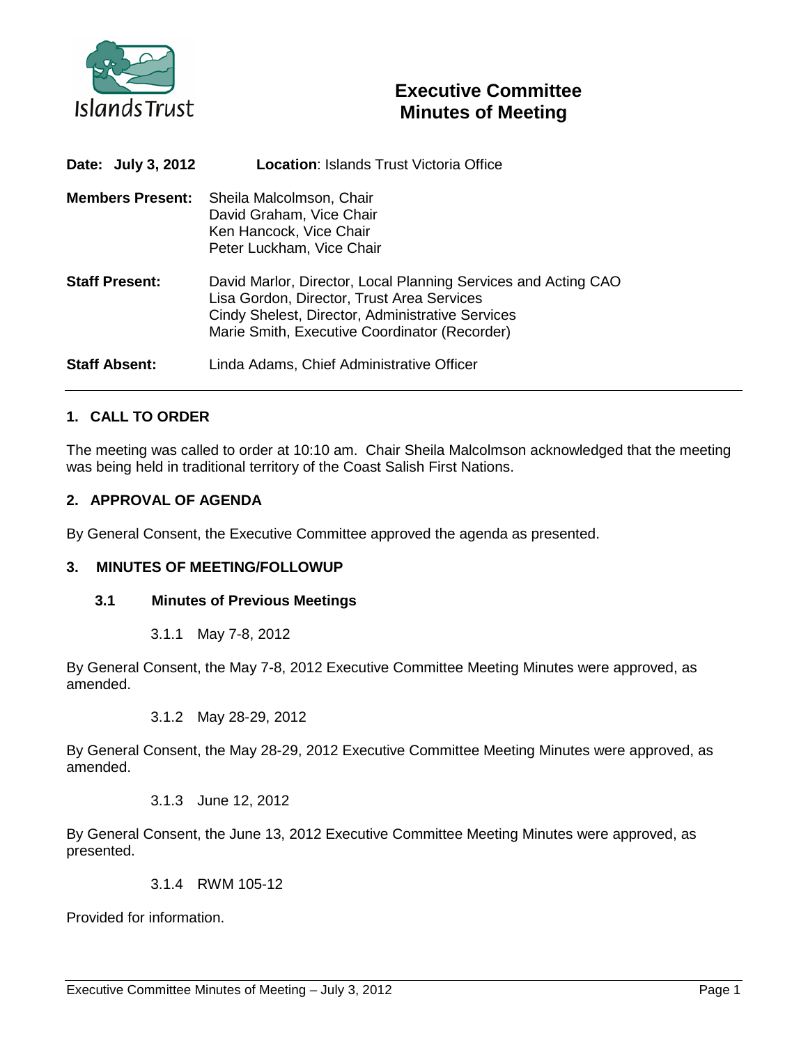# Executive Committee Minutes of Meeting

**Date: July 3, 2012** **Location**: Islands Trust Victoria Office

**Members Present:** Sheila Malcolmson, Chair
David Graham, Vice Chair
Ken Hancock, Vice Chair
Peter Luckham, Vice Chair

**Staff Present:** David Marlor, Director, Local Planning Services and Acting CAO
Lisa Gordon, Director, Trust Area Services
Cindy Shelest, Director, Administrative Services
Marie Smith, Executive Coordinator (Recorder)

**Staff Absent:** Linda Adams, Chief Administrative Officer

---

## 1. CALL TO ORDER

The meeting was called to order at 10:10 am. Chair Sheila Malcolmson acknowledged that the meeting was being held in traditional territory of the Coast Salish First Nations.

## 2. APPROVAL OF AGENDA

By General Consent, the Executive Committee approved the agenda as presented.

## 3. MINUTES OF MEETING/FOLLOWUP

### 3.1 Minutes of Previous Meetings

3.1.1 May 7-8, 2012

By General Consent, the May 7-8, 2012 Executive Committee Meeting Minutes were approved, as amended.

3.1.2 May 28-29, 2012

By General Consent, the May 28-29, 2012 Executive Committee Meeting Minutes were approved, as amended.

3.1.3 June 12, 2012

By General Consent, the June 13, 2012 Executive Committee Meeting Minutes were approved, as presented.

3.1.4 RWM 105-12

Provided for information.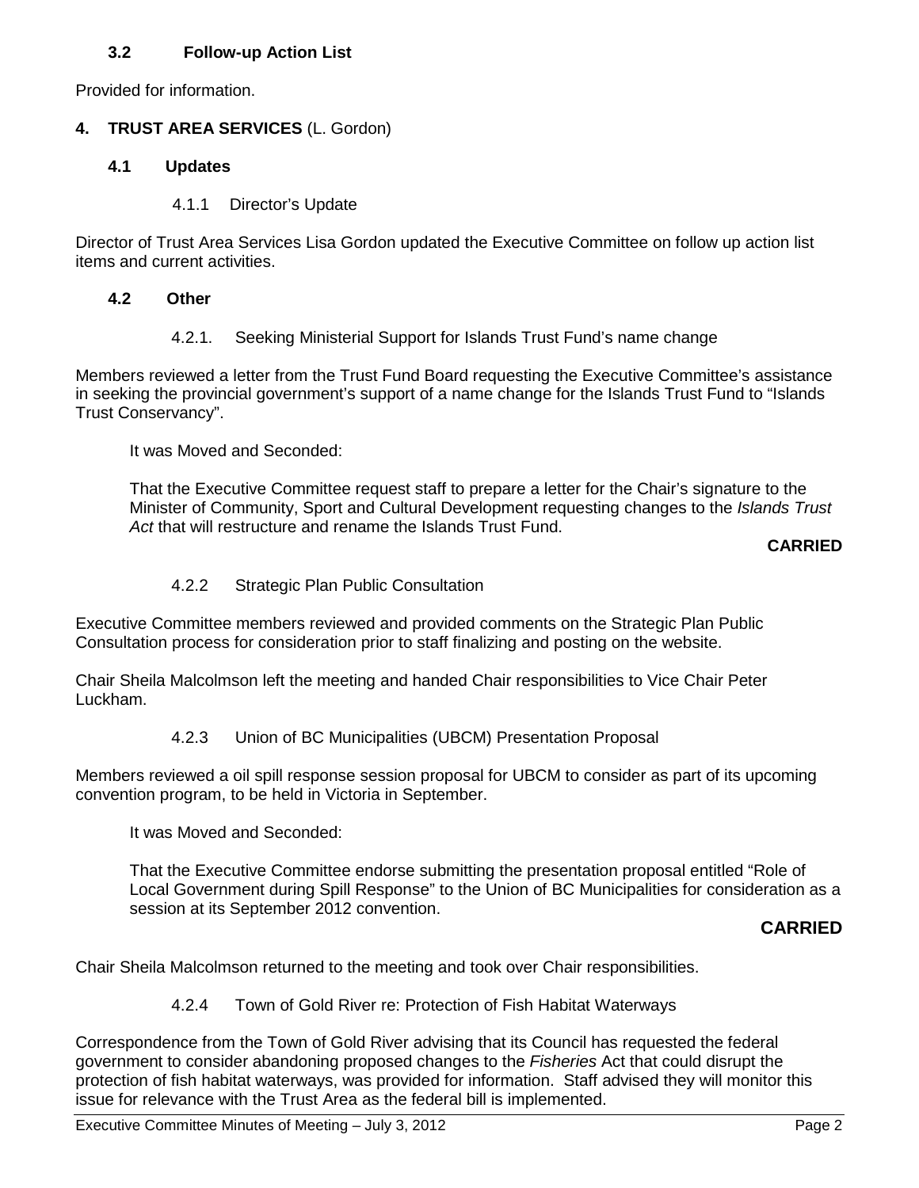### 3.2 Follow-up Action List

Provided for information.

## 4. TRUST AREA SERVICES (L. Gordon)

### 4.1 Updates

4.1.1 Director's Update

Director of Trust Area Services Lisa Gordon updated the Executive Committee on follow up action list items and current activities.

### 4.2 Other

4.2.1. Seeking Ministerial Support for Islands Trust Fund's name change

Members reviewed a letter from the Trust Fund Board requesting the Executive Committee's assistance in seeking the provincial government's support of a name change for the Islands Trust Fund to "Islands Trust Conservancy".

It was Moved and Seconded:

That the Executive Committee request staff to prepare a letter for the Chair's signature to the Minister of Community, Sport and Cultural Development requesting changes to the *Islands Trust Act* that will restructure and rename the Islands Trust Fund.

**CARRIED**

4.2.2 Strategic Plan Public Consultation

Executive Committee members reviewed and provided comments on the Strategic Plan Public Consultation process for consideration prior to staff finalizing and posting on the website.

Chair Sheila Malcolmson left the meeting and handed Chair responsibilities to Vice Chair Peter Luckham.

4.2.3 Union of BC Municipalities (UBCM) Presentation Proposal

Members reviewed a oil spill response session proposal for UBCM to consider as part of its upcoming convention program, to be held in Victoria in September.

It was Moved and Seconded:

That the Executive Committee endorse submitting the presentation proposal entitled "Role of Local Government during Spill Response" to the Union of BC Municipalities for consideration as a session at its September 2012 convention.

**CARRIED**

Chair Sheila Malcolmson returned to the meeting and took over Chair responsibilities.

4.2.4 Town of Gold River re: Protection of Fish Habitat Waterways

Correspondence from the Town of Gold River advising that its Council has requested the federal government to consider abandoning proposed changes to the *Fisheries* Act that could disrupt the protection of fish habitat waterways, was provided for information. Staff advised they will monitor this issue for relevance with the Trust Area as the federal bill is implemented.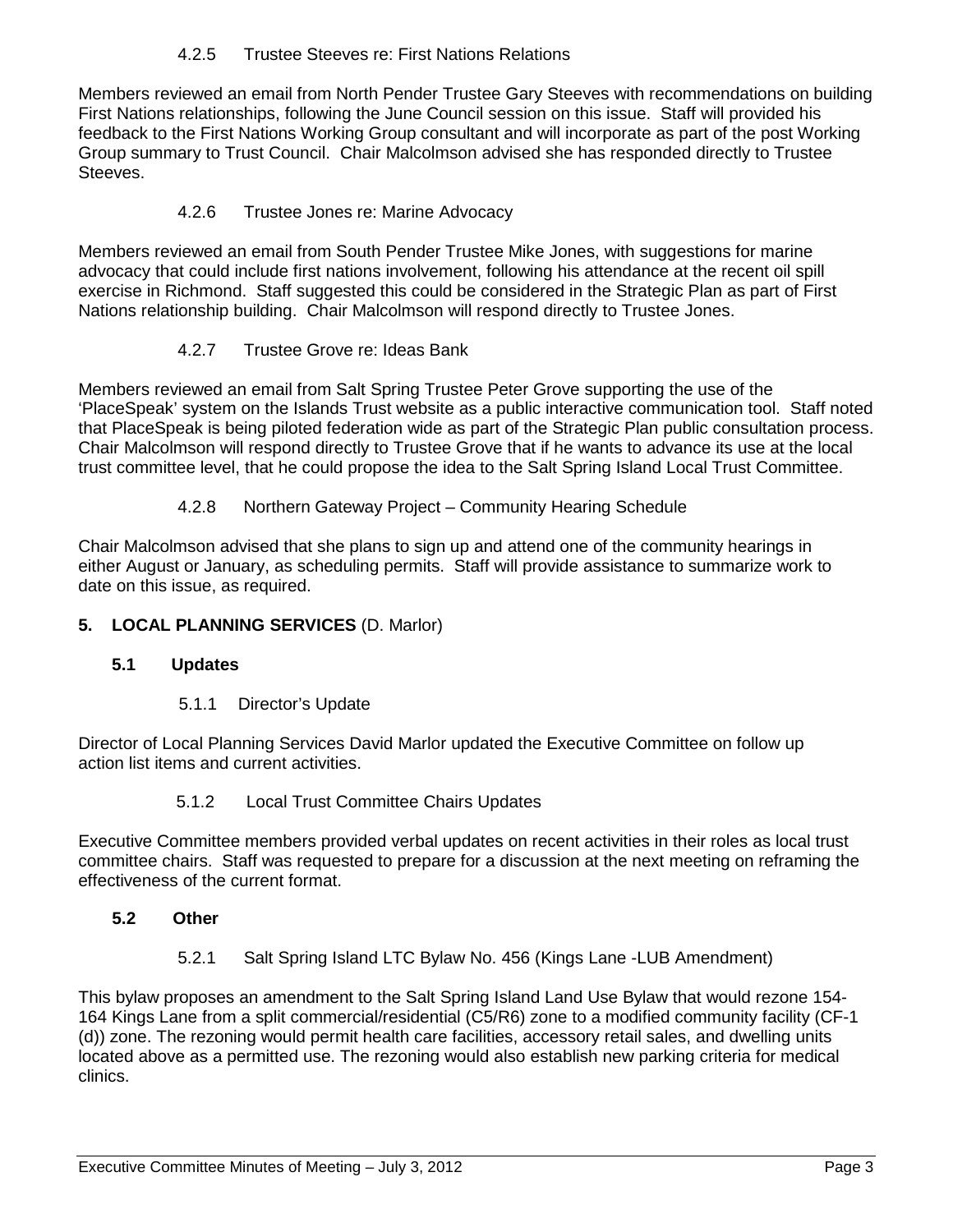#### 4.2.5 Trustee Steeves re: First Nations Relations

Members reviewed an email from North Pender Trustee Gary Steeves with recommendations on building First Nations relationships, following the June Council session on this issue. Staff will provided his feedback to the First Nations Working Group consultant and will incorporate as part of the post Working Group summary to Trust Council. Chair Malcolmson advised she has responded directly to Trustee Steeves.

#### 4.2.6 Trustee Jones re: Marine Advocacy

Members reviewed an email from South Pender Trustee Mike Jones, with suggestions for marine advocacy that could include first nations involvement, following his attendance at the recent oil spill exercise in Richmond. Staff suggested this could be considered in the Strategic Plan as part of First Nations relationship building. Chair Malcolmson will respond directly to Trustee Jones.

#### 4.2.7 Trustee Grove re: Ideas Bank

Members reviewed an email from Salt Spring Trustee Peter Grove supporting the use of the 'PlaceSpeak' system on the Islands Trust website as a public interactive communication tool. Staff noted that PlaceSpeak is being piloted federation wide as part of the Strategic Plan public consultation process. Chair Malcolmson will respond directly to Trustee Grove that if he wants to advance its use at the local trust committee level, that he could propose the idea to the Salt Spring Island Local Trust Committee.

#### 4.2.8 Northern Gateway Project – Community Hearing Schedule

Chair Malcolmson advised that she plans to sign up and attend one of the community hearings in either August or January, as scheduling permits. Staff will provide assistance to summarize work to date on this issue, as required.

## 5. LOCAL PLANNING SERVICES (D. Marlor)

### 5.1 Updates

#### 5.1.1 Director's Update

Director of Local Planning Services David Marlor updated the Executive Committee on follow up action list items and current activities.

#### 5.1.2 Local Trust Committee Chairs Updates

Executive Committee members provided verbal updates on recent activities in their roles as local trust committee chairs. Staff was requested to prepare for a discussion at the next meeting on reframing the effectiveness of the current format.

### 5.2 Other

#### 5.2.1 Salt Spring Island LTC Bylaw No. 456 (Kings Lane -LUB Amendment)

This bylaw proposes an amendment to the Salt Spring Island Land Use Bylaw that would rezone 154-164 Kings Lane from a split commercial/residential (C5/R6) zone to a modified community facility (CF-1 (d)) zone. The rezoning would permit health care facilities, accessory retail sales, and dwelling units located above as a permitted use. The rezoning would also establish new parking criteria for medical clinics.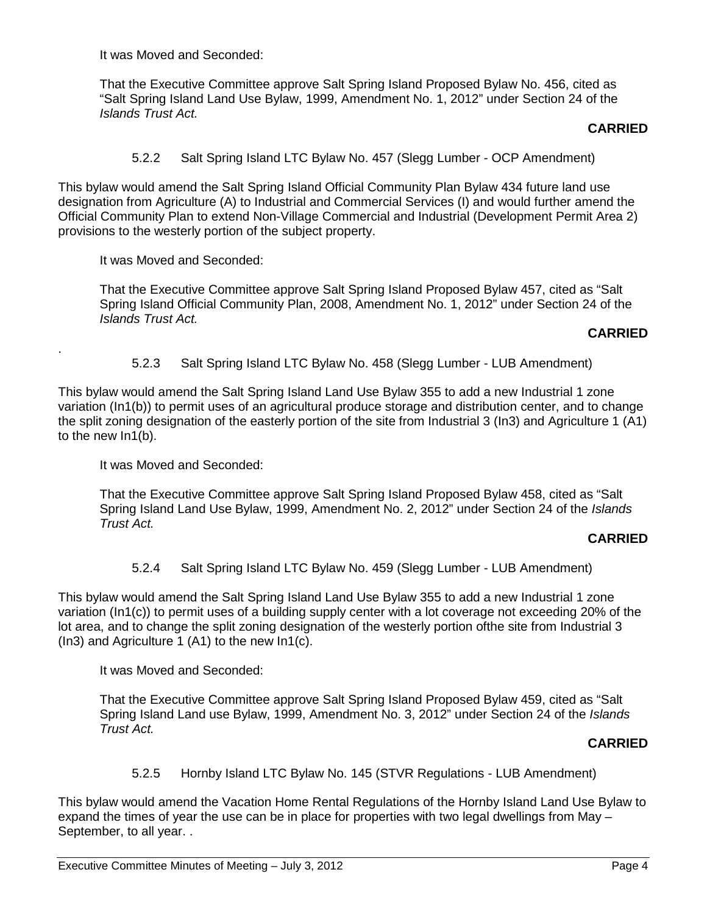It was Moved and Seconded:

That the Executive Committee approve Salt Spring Island Proposed Bylaw No. 456, cited as "Salt Spring Island Land Use Bylaw, 1999, Amendment No. 1, 2012" under Section 24 of the *Islands Trust Act.*

**CARRIED**

#### 5.2.2 Salt Spring Island LTC Bylaw No. 457 (Slegg Lumber - OCP Amendment)

This bylaw would amend the Salt Spring Island Official Community Plan Bylaw 434 future land use designation from Agriculture (A) to Industrial and Commercial Services (I) and would further amend the Official Community Plan to extend Non-Village Commercial and Industrial (Development Permit Area 2) provisions to the westerly portion of the subject property.

It was Moved and Seconded:

That the Executive Committee approve Salt Spring Island Proposed Bylaw 457, cited as "Salt Spring Island Official Community Plan, 2008, Amendment No. 1, 2012" under Section 24 of the *Islands Trust Act.*

**CARRIED**

.

#### 5.2.3 Salt Spring Island LTC Bylaw No. 458 (Slegg Lumber - LUB Amendment)

This bylaw would amend the Salt Spring Island Land Use Bylaw 355 to add a new Industrial 1 zone variation (In1(b)) to permit uses of an agricultural produce storage and distribution center, and to change the split zoning designation of the easterly portion of the site from Industrial 3 (In3) and Agriculture 1 (A1) to the new In1(b).

It was Moved and Seconded:

That the Executive Committee approve Salt Spring Island Proposed Bylaw 458, cited as "Salt Spring Island Land Use Bylaw, 1999, Amendment No. 2, 2012" under Section 24 of the *Islands Trust Act.*

**CARRIED**

#### 5.2.4 Salt Spring Island LTC Bylaw No. 459 (Slegg Lumber - LUB Amendment)

This bylaw would amend the Salt Spring Island Land Use Bylaw 355 to add a new Industrial 1 zone variation (In1(c)) to permit uses of a building supply center with a lot coverage not exceeding 20% of the lot area, and to change the split zoning designation of the westerly portion ofthe site from Industrial 3 (In3) and Agriculture 1 (A1) to the new In1(c).

It was Moved and Seconded:

That the Executive Committee approve Salt Spring Island Proposed Bylaw 459, cited as "Salt Spring Island Land use Bylaw, 1999, Amendment No. 3, 2012" under Section 24 of the *Islands Trust Act.*

**CARRIED**

#### 5.2.5 Hornby Island LTC Bylaw No. 145 (STVR Regulations - LUB Amendment)

This bylaw would amend the Vacation Home Rental Regulations of the Hornby Island Land Use Bylaw to expand the times of year the use can be in place for properties with two legal dwellings from May – September, to all year. .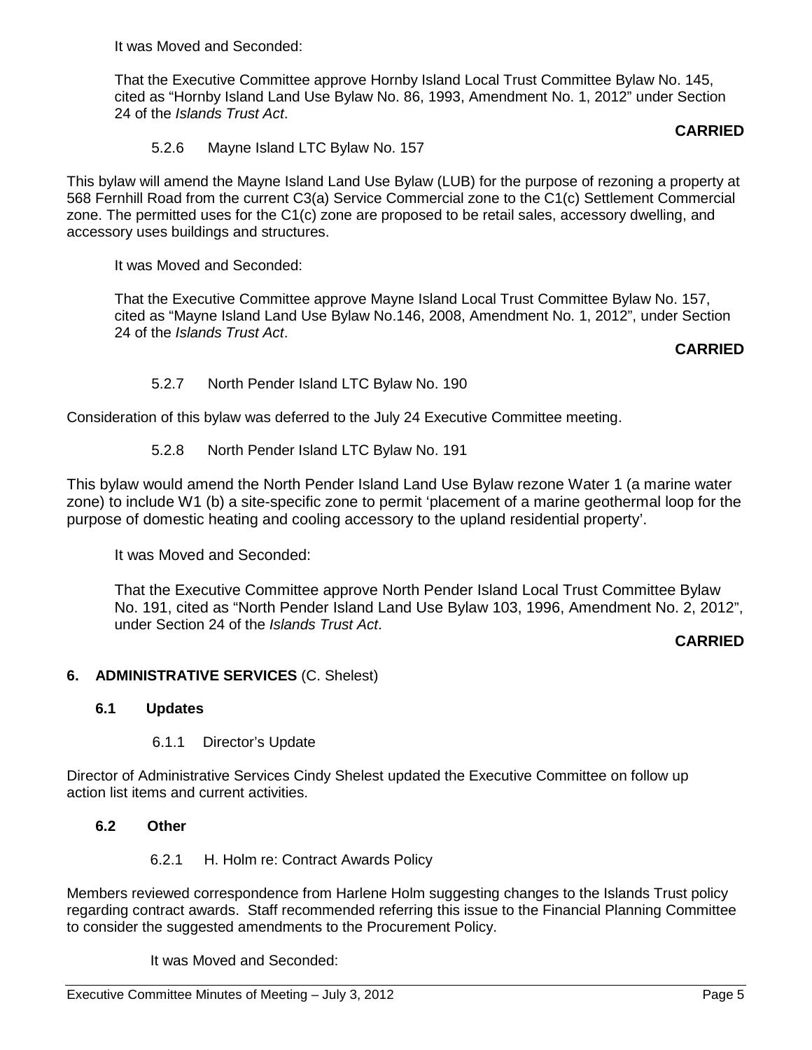It was Moved and Seconded:

That the Executive Committee approve Hornby Island Local Trust Committee Bylaw No. 145, cited as "Hornby Island Land Use Bylaw No. 86, 1993, Amendment No. 1, 2012" under Section 24 of the *Islands Trust Act*.

**CARRIED**

5.2.6 Mayne Island LTC Bylaw No. 157

This bylaw will amend the Mayne Island Land Use Bylaw (LUB) for the purpose of rezoning a property at 568 Fernhill Road from the current C3(a) Service Commercial zone to the C1(c) Settlement Commercial zone. The permitted uses for the C1(c) zone are proposed to be retail sales, accessory dwelling, and accessory uses buildings and structures.

It was Moved and Seconded:

That the Executive Committee approve Mayne Island Local Trust Committee Bylaw No. 157, cited as "Mayne Island Land Use Bylaw No.146, 2008, Amendment No. 1, 2012", under Section 24 of the *Islands Trust Act*.

**CARRIED**

5.2.7 North Pender Island LTC Bylaw No. 190

Consideration of this bylaw was deferred to the July 24 Executive Committee meeting.

5.2.8 North Pender Island LTC Bylaw No. 191

This bylaw would amend the North Pender Island Land Use Bylaw rezone Water 1 (a marine water zone) to include W1 (b) a site-specific zone to permit 'placement of a marine geothermal loop for the purpose of domestic heating and cooling accessory to the upland residential property'.

It was Moved and Seconded:

That the Executive Committee approve North Pender Island Local Trust Committee Bylaw No. 191, cited as "North Pender Island Land Use Bylaw 103, 1996, Amendment No. 2, 2012", under Section 24 of the *Islands Trust Act*.

**CARRIED**

## 6. ADMINISTRATIVE SERVICES (C. Shelest)

### 6.1 Updates

6.1.1 Director's Update

Director of Administrative Services Cindy Shelest updated the Executive Committee on follow up action list items and current activities.

### 6.2 Other

6.2.1 H. Holm re: Contract Awards Policy

Members reviewed correspondence from Harlene Holm suggesting changes to the Islands Trust policy regarding contract awards. Staff recommended referring this issue to the Financial Planning Committee to consider the suggested amendments to the Procurement Policy.

It was Moved and Seconded: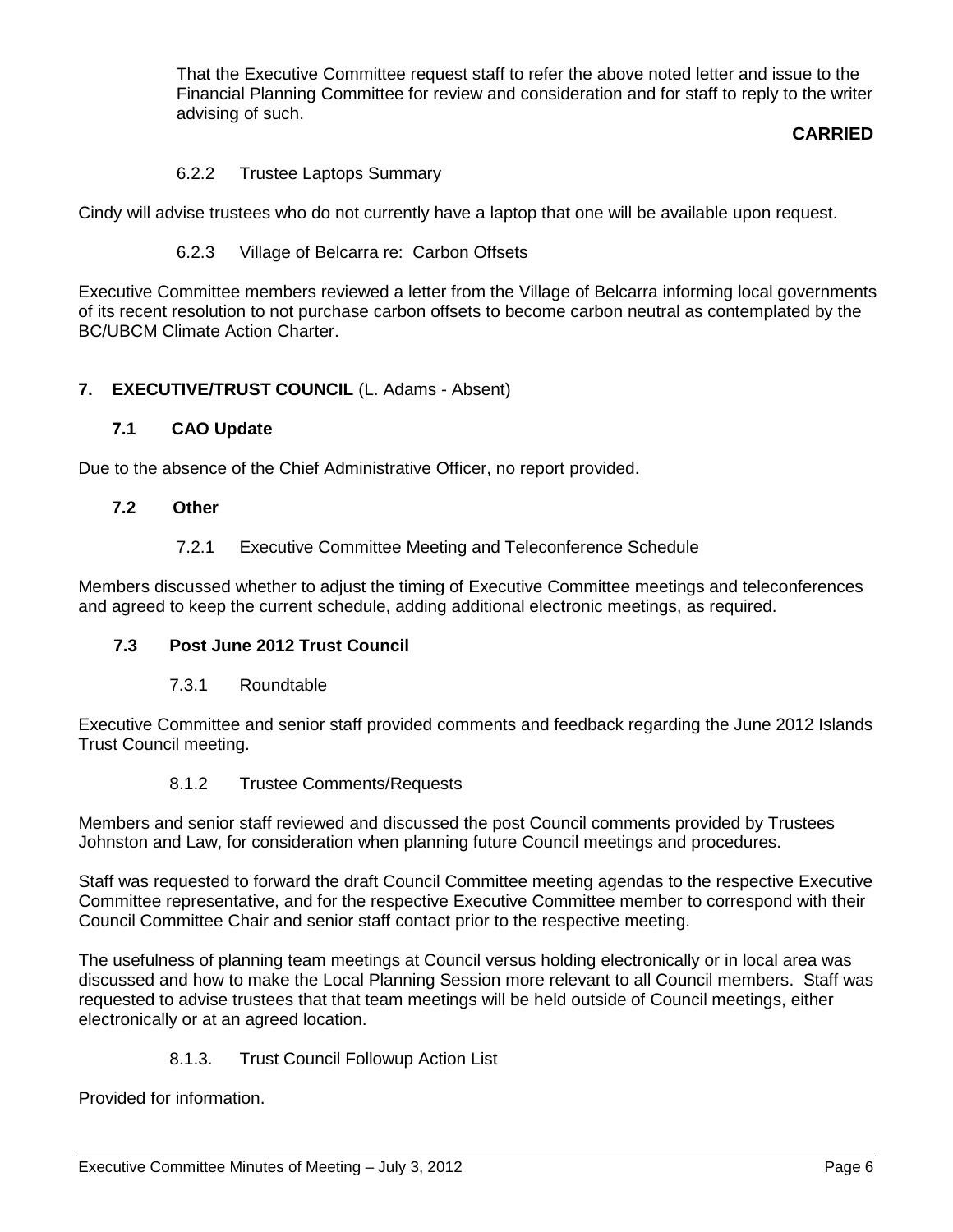That the Executive Committee request staff to refer the above noted letter and issue to the Financial Planning Committee for review and consideration and for staff to reply to the writer advising of such.

**CARRIED**

6.2.2 Trustee Laptops Summary

Cindy will advise trustees who do not currently have a laptop that one will be available upon request.

6.2.3 Village of Belcarra re: Carbon Offsets

Executive Committee members reviewed a letter from the Village of Belcarra informing local governments of its recent resolution to not purchase carbon offsets to become carbon neutral as contemplated by the BC/UBCM Climate Action Charter.

## 7. EXECUTIVE/TRUST COUNCIL (L. Adams - Absent)

### 7.1 CAO Update

Due to the absence of the Chief Administrative Officer, no report provided.

### 7.2 Other

7.2.1 Executive Committee Meeting and Teleconference Schedule

Members discussed whether to adjust the timing of Executive Committee meetings and teleconferences and agreed to keep the current schedule, adding additional electronic meetings, as required.

### 7.3 Post June 2012 Trust Council

7.3.1 Roundtable

Executive Committee and senior staff provided comments and feedback regarding the June 2012 Islands Trust Council meeting.

8.1.2 Trustee Comments/Requests

Members and senior staff reviewed and discussed the post Council comments provided by Trustees Johnston and Law, for consideration when planning future Council meetings and procedures.

Staff was requested to forward the draft Council Committee meeting agendas to the respective Executive Committee representative, and for the respective Executive Committee member to correspond with their Council Committee Chair and senior staff contact prior to the respective meeting.

The usefulness of planning team meetings at Council versus holding electronically or in local area was discussed and how to make the Local Planning Session more relevant to all Council members. Staff was requested to advise trustees that that team meetings will be held outside of Council meetings, either electronically or at an agreed location.

8.1.3. Trust Council Followup Action List

Provided for information.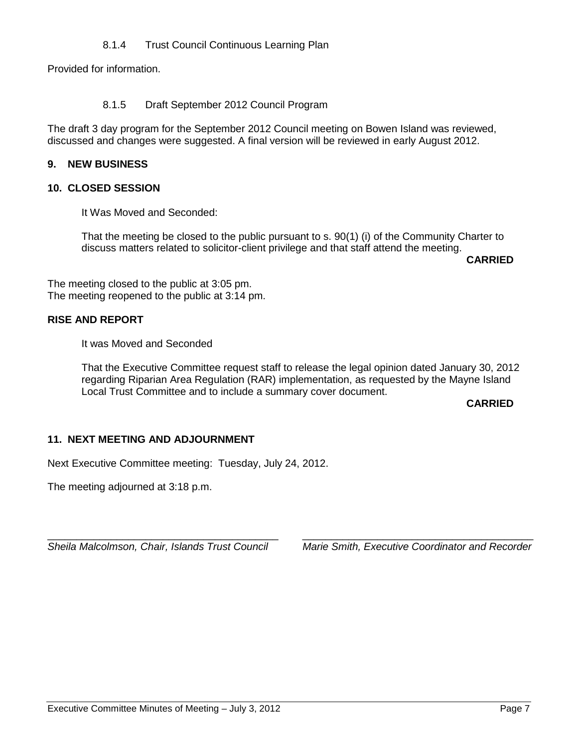8.1.4 Trust Council Continuous Learning Plan

Provided for information.

8.1.5 Draft September 2012 Council Program

The draft 3 day program for the September 2012 Council meeting on Bowen Island was reviewed, discussed and changes were suggested. A final version will be reviewed in early August 2012.

## 9. NEW BUSINESS

## 10. CLOSED SESSION

It Was Moved and Seconded:

That the meeting be closed to the public pursuant to s. 90(1) (i) of the Community Charter to discuss matters related to solicitor-client privilege and that staff attend the meeting.

**CARRIED**

The meeting closed to the public at 3:05 pm.
The meeting reopened to the public at 3:14 pm.

**RISE AND REPORT**

It was Moved and Seconded

That the Executive Committee request staff to release the legal opinion dated January 30, 2012 regarding Riparian Area Regulation (RAR) implementation, as requested by the Mayne Island Local Trust Committee and to include a summary cover document.

**CARRIED**

## 11. NEXT MEETING AND ADJOURNMENT

Next Executive Committee meeting: Tuesday, July 24, 2012.

The meeting adjourned at 3:18 p.m.

*Sheila Malcolmson, Chair, Islands Trust Council*

*Marie Smith, Executive Coordinator and Recorder*